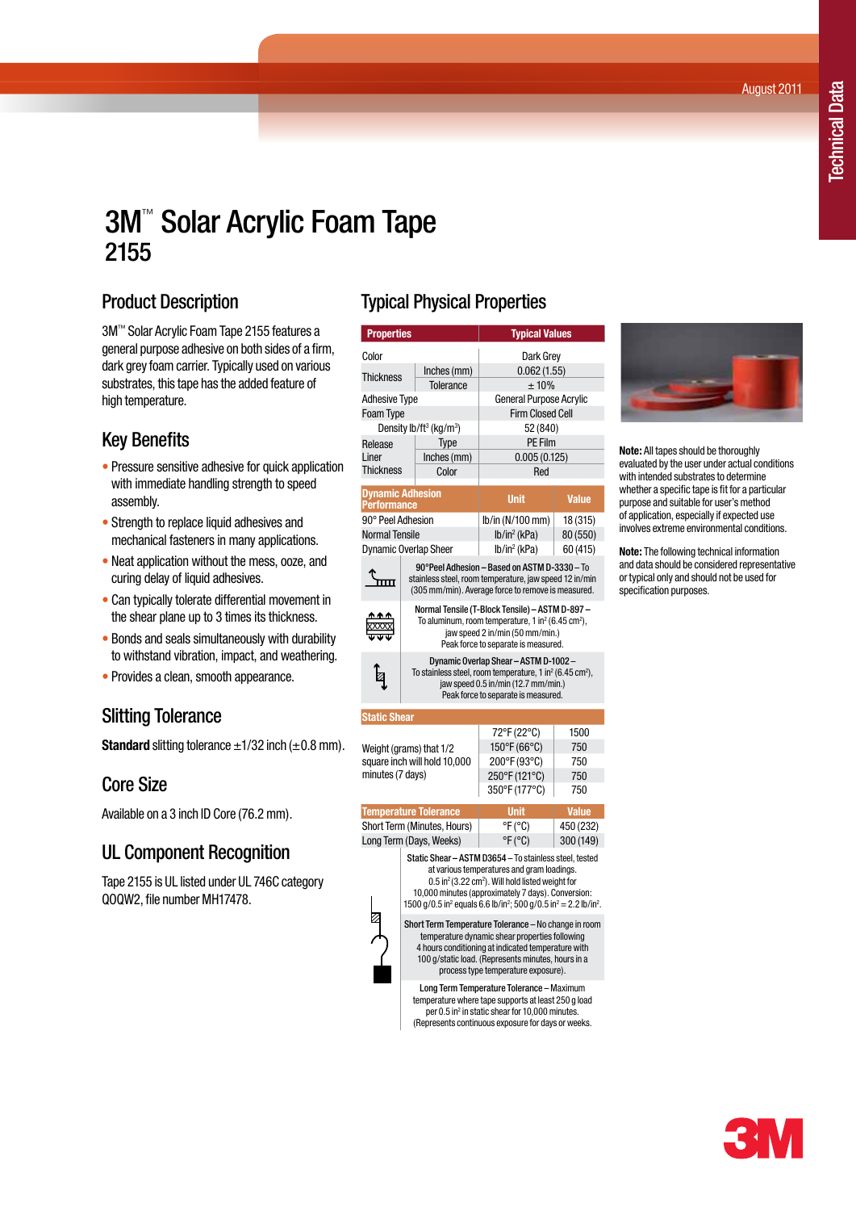August 2011

Technical Data

# 3M™ Solar Acrylic Foam Tape 2155

## Product Description

3M™ Solar Acrylic Foam Tape 2155 features a general purpose adhesive on both sides of a firm, dark grey foam carrier. Typically used on various substrates, this tape has the added feature of high temperature.

## Key Benefits

- Pressure sensitive adhesive for quick application with immediate handling strength to speed assembly.
- Strength to replace liquid adhesives and mechanical fasteners in many applications.
- Neat application without the mess, ooze, and curing delay of liquid adhesives.
- Can typically tolerate differential movement in the shear plane up to 3 times its thickness.
- Bonds and seals simultaneously with durability to withstand vibration, impact, and weathering.
- Provides a clean, smooth appearance.

## Slitting Tolerance

**Standard** slitting tolerance ±1/32 inch (±0.8 mm).

## Core Size

Available on a 3 inch ID Core (76.2 mm).

## UL Component Recognition

Tape 2155 is UL listed under UL 746C category QOQW2, file number MH17478.

## Typical Physical Properties

| Properties | | Typical Values |
|---|---|---|
| Color | | Dark Grey |
| Thickness | Inches (mm) | 0.062 (1.55) |
| | Tolerance | ± 10% |
| Adhesive Type | | General Purpose Acrylic |
| Foam Type | | Firm Closed Cell |
| | Density lb/ft³ (kg/m³) | 52 (840) |
| Release Liner Thickness | Type | PE Film |
| | Inches (mm) | 0.005 (0.125) |
| | Color | Red |

| Dynamic Adhesion Performance | Unit | Value |
|---|---|---|
| 90° Peel Adhesion | lb/in (N/100 mm) | 18 (315) |
| Normal Tensile | lb/in² (kPa) | 80 (550) |
| Dynamic Overlap Sheer | lb/in² (kPa) | 60 (415) |

**90°Peel Adhesion – Based on ASTM D-3330** – To stainless steel, room temperature, jaw speed 12 in/min (305 mm/min). Average force to remove is measured.

**Normal Tensile (T-Block Tensile) – ASTM D-897** – To aluminum, room temperature, 1 in² (6.45 cm²), jaw speed 2 in/min (50 mm/min.) Peak force to separate is measured.

**Dynamic Overlap Shear – ASTM D-1002** – To stainless steel, room temperature, 1 in² (6.45 cm²), jaw speed 0.5 in/min (12.7 mm/min.) Peak force to separate is measured.

| Static Shear | | |
|---|---|---|
| Weight (grams) that 1/2 square inch will hold 10,000 minutes (7 days) | 72°F (22°C) | 1500 |
| | 150°F (66°C) | 750 |
| | 200°F (93°C) | 750 |
| | 250°F (121°C) | 750 |
| | 350°F (177°C) | 750 |

| Temperature Tolerance | Unit | Value |
|---|---|---|
| Short Term (Minutes, Hours) | °F (°C) | 450 (232) |
| Long Term (Days, Weeks) | °F (°C) | 300 (149) |

**Static Shear – ASTM D3654** – To stainless steel, tested at various temperatures and gram loadings. 0.5 in² (3.22 cm²). Will hold listed weight for 10,000 minutes (approximately 7 days). Conversion: 1500 g/0.5 in² equals 6.6 lb/in²; 500 g/0.5 in² = 2.2 lb/in².

**Short Term Temperature Tolerance** – No change in room temperature dynamic shear properties following 4 hours conditioning at indicated temperature with 100 g/static load. (Represents minutes, hours in a process type temperature exposure).

**Long Term Temperature Tolerance** – Maximum temperature where tape supports at least 250 g load per 0.5 in² in static shear for 10,000 minutes. (Represents continuous exposure for days or weeks.

**Note:** All tapes should be thoroughly evaluated by the user under actual conditions with intended substrates to determine whether a specific tape is fit for a particular purpose and suitable for user's method of application, especially if expected use involves extreme environmental conditions.

**Note:** The following technical information and data should be considered representative or typical only and should not be used for specification purposes.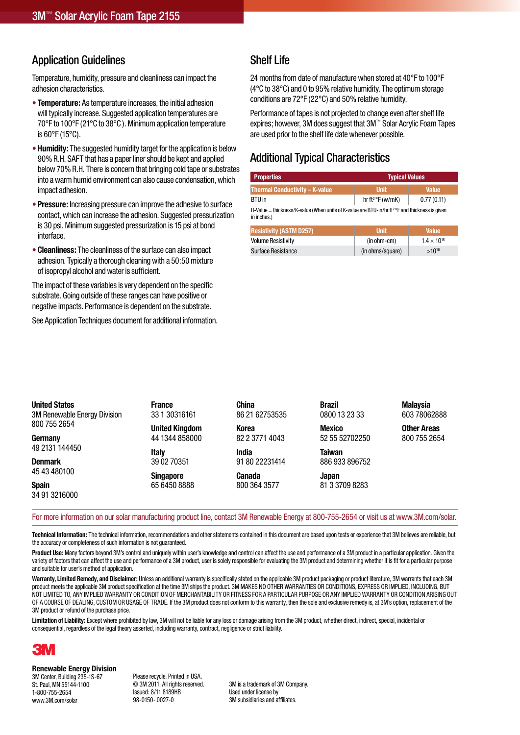## Application Guidelines

Temperature, humidity, pressure and cleanliness can impact the adhesion characteristics.

- **Temperature:** As temperature increases, the initial adhesion will typically increase. Suggested application temperatures are 70°F to 100°F (21°C to 38°C ). Minimum application temperature is 60°F (15°C).
- **Humidity:** The suggested humidity target for the application is below 90% R.H. SAFT that has a paper liner should be kept and applied below 70% R.H. There is concern that bringing cold tape or substrates into a warm humid environment can also cause condensation, which impact adhesion.
- **Pressure:** Increasing pressure can improve the adhesive to surface contact, which can increase the adhesion. Suggested pressurization is 30 psi. Minimum suggested pressurization is 15 psi at bond interface.
- **Cleanliness:** The cleanliness of the surface can also impact adhesion. Typically a thorough cleaning with a 50:50 mixture of isopropyl alcohol and water is sufficient.

The impact of these variables is very dependent on the specific substrate. Going outside of these ranges can have positive or negative impacts. Performance is dependent on the substrate.

See Application Techniques document for additional information.

## Shelf Life

24 months from date of manufacture when stored at 40°F to 100°F (4°C to 38°C) and 0 to 95% relative humidity. The optimum storage conditions are 72°F (22°C) and 50% relative humidity.

Performance of tapes is not projected to change even after shelf life expires; however, 3M does suggest that 3M™ Solar Acrylic Foam Tapes are used prior to the shelf life date whenever possible.

## Additional Typical Characteristics

| Properties | Typical Values | |
|---|---|---|
| **Thermal Conductivity – K-value** | **Unit** | **Value** |
| BTU in | hr ft² °F (w/mK) | 0.77 (0.11) |
| R-Value = thickness/K-value (When units of K-value are BTU-in/hr ft² °F and thickness is given in inches.) | | |
| **Resistivity (ASTM D257)** | **Unit** | **Value** |
| Volume Resistivity | (in ohm-cm) | $1.4 \times 10^{15}$ |
| Surface Resistance | (in ohms/square) | $>10^{16}$ |

**United States**
3M Renewable Energy Division
800 755 2654

**Germany**
49 2131 144450

**Denmark**
45 43 480100

**Spain**
34 91 3216000

**France**
33 1 30316161

**United Kingdom**
44 1344 858000

**Italy**
39 02 70351

**Singapore**
65 6450 8888

**China**
86 21 62753535

**Korea**
82 2 3771 4043

**India**
91 80 22231414

**Canada**
800 364 3577

**Brazil**
0800 13 23 33

**Mexico**
52 55 52702250

**Taiwan**
886 933 896752

**Japan**
81 3 3709 8283

**Malaysia**
603 78062888

**Other Areas**
800 755 2654

For more information on our solar manufacturing product line, contact 3M Renewable Energy at 800-755-2654 or visit us at www.3M.com/solar.

**Technical Information:** The technical information, recommendations and other statements contained in this document are based upon tests or experience that 3M believes are reliable, but the accuracy or completeness of such information is not guaranteed.

**Product Use:** Many factors beyond 3M's control and uniquely within user's knowledge and control can affect the use and performance of a 3M product in a particular application. Given the variety of factors that can affect the use and performance of a 3M product, user is solely responsible for evaluating the 3M product and determining whether it is fit for a particular purpose and suitable for user's method of application.

**Warranty, Limited Remedy, and Disclaimer:** Unless an additional warranty is specifically stated on the applicable 3M product packaging or product literature, 3M warrants that each 3M product meets the applicable 3M product specification at the time 3M ships the product. 3M MAKES NO OTHER WARRANTIES OR CONDITIONS, EXPRESS OR IMPLIED, INCLUDING, BUT NOT LIMITED TO, ANY IMPLIED WARRANTY OR CONDITION OF MERCHANTABILITY OR FITNESS FOR A PARTICULAR PURPOSE OR ANY IMPLIED WARRANTY OR CONDITION ARISING OUT OF A COURSE OF DEALING, CUSTOM OR USAGE OF TRADE. If the 3M product does not conform to this warranty, then the sole and exclusive remedy is, at 3M's option, replacement of the 3M product or refund of the purchase price.

**Limitation of Liability:** Except where prohibited by law, 3M will not be liable for any loss or damage arising from the 3M product, whether direct, indirect, special, incidental or consequential, regardless of the legal theory asserted, including warranty, contract, negligence or strict liability.

3M

**Renewable Energy Division**
3M Center, Building 235-1S-67
St. Paul, MN 55144-1100
1-800-755-2654
www.3M.com/solar

Please recycle. Printed in USA.
© 3M 2011. All rights reserved.
Issued: 8/11 8189HB
98-0150- 0027-0

3M is a trademark of 3M Company.
Used under license by
3M subsidiaries and affiliates.